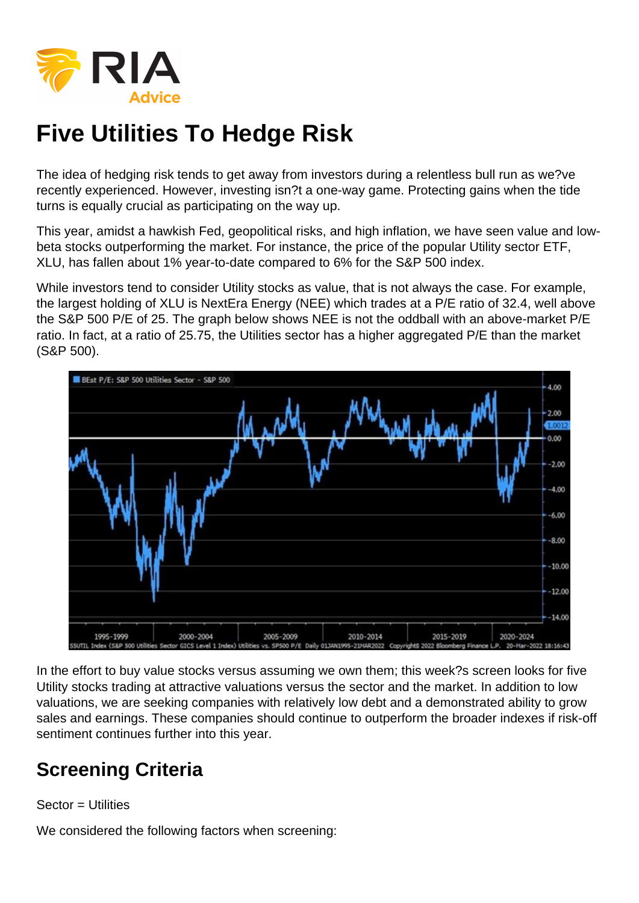# Five Utilities To Hedge Risk

The idea of hedging risk tends to get away from investors during a relentless bull run as we?ve recently experienced. However, investing isn?t a one-way game. Protecting gains when the tide turns is equally crucial as participating on the way up.

This year, amidst a hawkish Fed, geopolitical risks, and high inflation, we have seen value and low-beta stocks outperforming the market. For instance, the price of the popular Utility sector ETF, XLU, has fallen about 1% year-to-date compared to 6% for the S&P 500 index.

While investors tend to consider Utility stocks as value, that is not always the case. For example, the largest holding of XLU is NextEra Energy (NEE) which trades at a P/E ratio of 32.4, well above the S&P 500 P/E of 25. The graph below shows NEE is not the oddball with an above-market P/E ratio. In fact, at a ratio of 25.75, the Utilities sector has a higher aggregated P/E than the market (S&P 500).

In the effort to buy value stocks versus assuming we own them; this week?s screen looks for five Utility stocks trading at attractive valuations versus the sector and the market. In addition to low valuations, we are seeking companies with relatively low debt and a demonstrated ability to grow sales and earnings. These companies should continue to outperform the broader indexes if risk-off sentiment continues further into this year.

## Screening Criteria

Sector = Utilities

We considered the following factors when screening: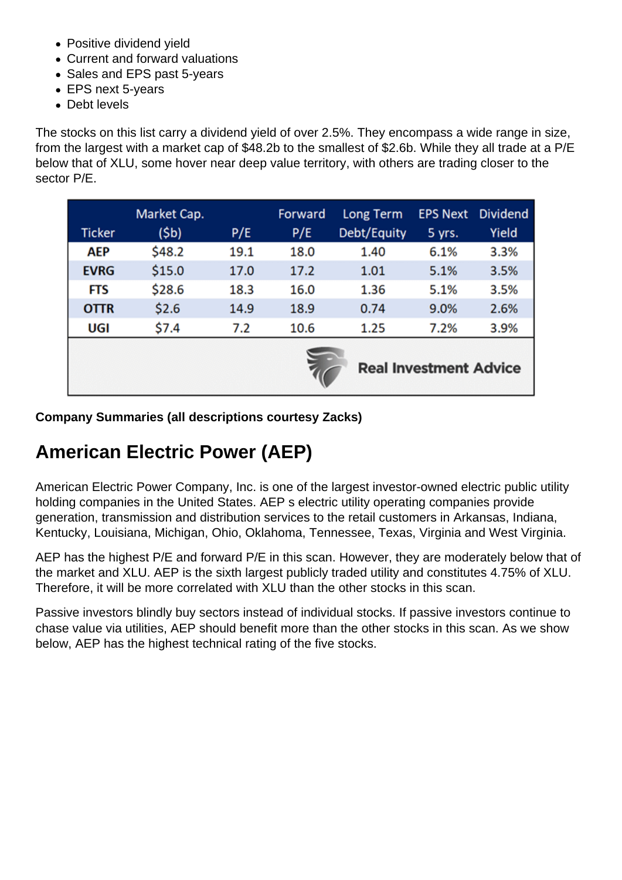- Positive dividend yield
- Current and forward valuations
- Sales and EPS past 5-years
- EPS next 5-years
- Debt levels

The stocks on this list carry a dividend yield of over 2.5%. They encompass a wide range in size, from the largest with a market cap of $48.2b to the smallest of $2.6b. While they all trade at a P/E below that of XLU, some hover near deep value territory, with others are trading closer to the sector P/E.

| Ticker | Market Cap. ($b) | P/E | Forward P/E | Long Term Debt/Equity | EPS Next 5 yrs. | Dividend Yield |
|---|---|---|---|---|---|---|
| AEP | $48.2 | 19.1 | 18.0 | 1.40 | 6.1% | 3.3% |
| EVRG | $15.0 | 17.0 | 17.2 | 1.01 | 5.1% | 3.5% |
| FTS | $28.6 | 18.3 | 16.0 | 1.36 | 5.1% | 3.5% |
| OTTR | $2.6 | 14.9 | 18.9 | 0.74 | 9.0% | 2.6% |
| UGI | $7.4 | 7.2 | 10.6 | 1.25 | 7.2% | 3.9% |

Real Investment Advice

**Company Summaries (all descriptions courtesy Zacks)**

## American Electric Power (AEP)

American Electric Power Company, Inc. is one of the largest investor-owned electric public utility holding companies in the United States. AEP s electric utility operating companies provide generation, transmission and distribution services to the retail customers in Arkansas, Indiana, Kentucky, Louisiana, Michigan, Ohio, Oklahoma, Tennessee, Texas, Virginia and West Virginia.

AEP has the highest P/E and forward P/E in this scan. However, they are moderately below that of the market and XLU. AEP is the sixth largest publicly traded utility and constitutes 4.75% of XLU. Therefore, it will be more correlated with XLU than the other stocks in this scan.

Passive investors blindly buy sectors instead of individual stocks. If passive investors continue to chase value via utilities, AEP should benefit more than the other stocks in this scan. As we show below, AEP has the highest technical rating of the five stocks.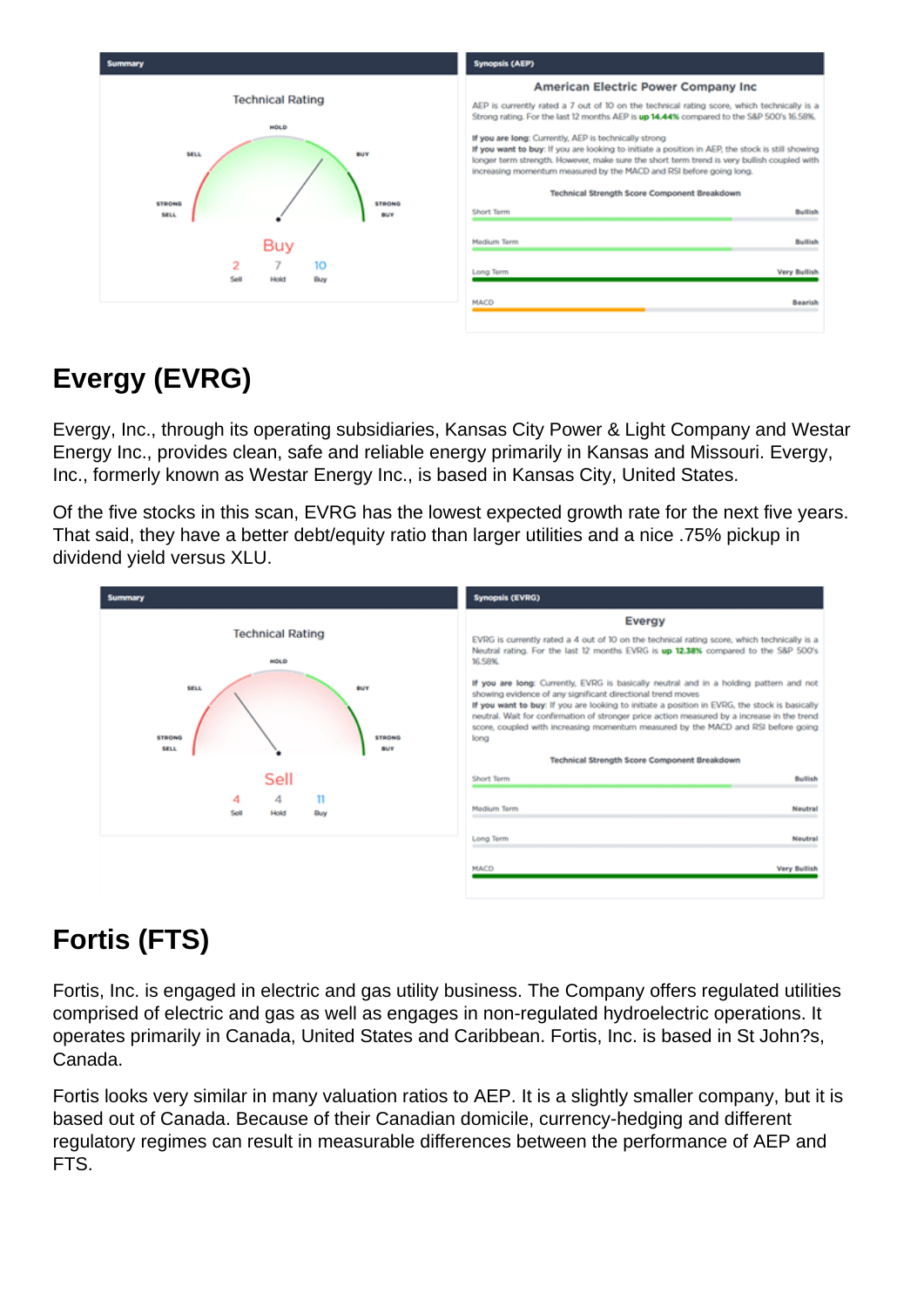| Summary | Synopsis (AEP) |
| --- | --- |
| Technical Rating | **American Electric Power Company Inc** |
| HOLD / SELL / BUY / STRONG SELL / STRONG BUY | AEP is currently rated a 7 out of 10 on the technical rating score, which technically is a Strong rating. For the last 12 months AEP is **up 14.44%** compared to the S&P 500's 16.58%. |
| Buy | **If you are long:** Currently, AEP is technically strong |
| 2 Sell, 7 Hold, 10 Buy | **If you want to buy:** If you are looking to initiate a position in AEP, the stock is still showing longer term strength. However, make sure the short term trend is very bullish coupled with increasing momentum measured by the MACD and RSI before going long. |

**Technical Strength Score Component Breakdown**

| Component | Rating |
| --- | --- |
| Short Term | Bullish |
| Medium Term | Bullish |
| Long Term | Very Bullish |
| MACD | Bearish |

# Evergy (EVRG)

Evergy, Inc., through its operating subsidiaries, Kansas City Power & Light Company and Westar Energy Inc., provides clean, safe and reliable energy primarily in Kansas and Missouri. Evergy, Inc., formerly known as Westar Energy Inc., is based in Kansas City, United States.

Of the five stocks in this scan, EVRG has the lowest expected growth rate for the next five years. That said, they have a better debt/equity ratio than larger utilities and a nice .75% pickup in dividend yield versus XLU.

| Summary | Synopsis (EVRG) |
| --- | --- |
| Technical Rating | **Evergy** |
| HOLD / SELL / BUY / STRONG SELL / STRONG BUY | EVRG is currently rated a 4 out of 10 on the technical rating score, which technically is a Neutral rating. For the last 12 months EVRG is **up 12.38%** compared to the S&P 500's 16.58%. |
| Sell | **If you are long:** Currently, EVRG is basically neutral and in a holding pattern and not showing evidence of any significant directional trend moves |
| 4 Sell, 4 Hold, 11 Buy | **If you want to buy:** If you are looking to initiate a position in EVRG, the stock is basically neutral. Wait for confirmation of stronger price action measured by a increase in the trend score, coupled with increasing momentum measured by the MACD and RSI before going long |

**Technical Strength Score Component Breakdown**

| Component | Rating |
| --- | --- |
| Short Term | Bullish |
| Medium Term | Neutral |
| Long Term | Neutral |
| MACD | Very Bullish |

# Fortis (FTS)

Fortis, Inc. is engaged in electric and gas utility business. The Company offers regulated utilities comprised of electric and gas as well as engages in non-regulated hydroelectric operations. It operates primarily in Canada, United States and Caribbean. Fortis, Inc. is based in St John?s, Canada.

Fortis looks very similar in many valuation ratios to AEP. It is a slightly smaller company, but it is based out of Canada. Because of their Canadian domicile, currency-hedging and different regulatory regimes can result in measurable differences between the performance of AEP and FTS.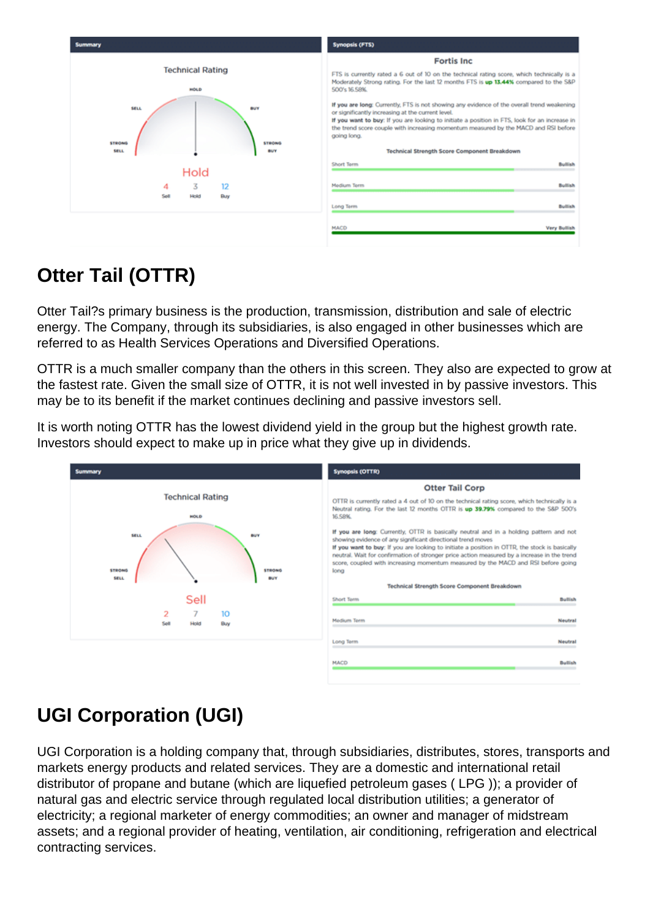**Summary**

Technical Rating

HOLD

SELL BUY

STRONG SELL STRONG BUY

Hold

| 4 | 3 | 12 |
|---|---|---|
| Sell | Hold | Buy |

**Synopsis (FTS)**

**Fortis Inc**

FTS is currently rated a 6 out of 10 on the technical rating score, which technically is a Moderately Strong rating. For the last 12 months FTS is **up 13.44%** compared to the S&P 500's 16.58%.

**If you are long:** Currently, FTS is not showing any evidence of the overall trend weakening or significantly increasing at the current level.
**If you want to buy:** If you are looking to initiate a position in FTS, look for an increase in the trend score couple with increasing momentum measured by the MACD and RSI before going long.

**Technical Strength Score Component Breakdown**

| Component | Rating |
|---|---|
| Short Term | Bullish |
| Medium Term | Bullish |
| Long Term | Bullish |
| MACD | Very Bullish |

## Otter Tail (OTTR)

Otter Tail?s primary business is the production, transmission, distribution and sale of electric energy. The Company, through its subsidiaries, is also engaged in other businesses which are referred to as Health Services Operations and Diversified Operations.

OTTR is a much smaller company than the others in this screen. They also are expected to grow at the fastest rate. Given the small size of OTTR, it is not well invested in by passive investors. This may be to its benefit if the market continues declining and passive investors sell.

It is worth noting OTTR has the lowest dividend yield in the group but the highest growth rate. Investors should expect to make up in price what they give up in dividends.

**Summary**

Technical Rating

HOLD

SELL BUY

STRONG SELL STRONG BUY

Sell

| 2 | 7 | 10 |
|---|---|---|
| Sell | Hold | Buy |

**Synopsis (OTTR)**

**Otter Tail Corp**

OTTR is currently rated a 4 out of 10 on the technical rating score, which technically is a Neutral rating. For the last 12 months OTTR is **up 39.79%** compared to the S&P 500's 16.58%.

**If you are long:** Currently, OTTR is basically neutral and in a holding pattern and not showing evidence of any significant directional trend moves
**If you want to buy:** If you are looking to initiate a position in OTTR, the stock is basically neutral. Wait for confirmation of stronger price action measured by a increase in the trend score, coupled with increasing momentum measured by the MACD and RSI before going long

**Technical Strength Score Component Breakdown**

| Component | Rating |
|---|---|
| Short Term | Bullish |
| Medium Term | Neutral |
| Long Term | Neutral |
| MACD | Bullish |

## UGI Corporation (UGI)

UGI Corporation is a holding company that, through subsidiaries, distributes, stores, transports and markets energy products and related services. They are a domestic and international retail distributor of propane and butane (which are liquefied petroleum gases ( LPG )); a provider of natural gas and electric service through regulated local distribution utilities; a generator of electricity; a regional marketer of energy commodities; an owner and manager of midstream assets; and a regional provider of heating, ventilation, air conditioning, refrigeration and electrical contracting services.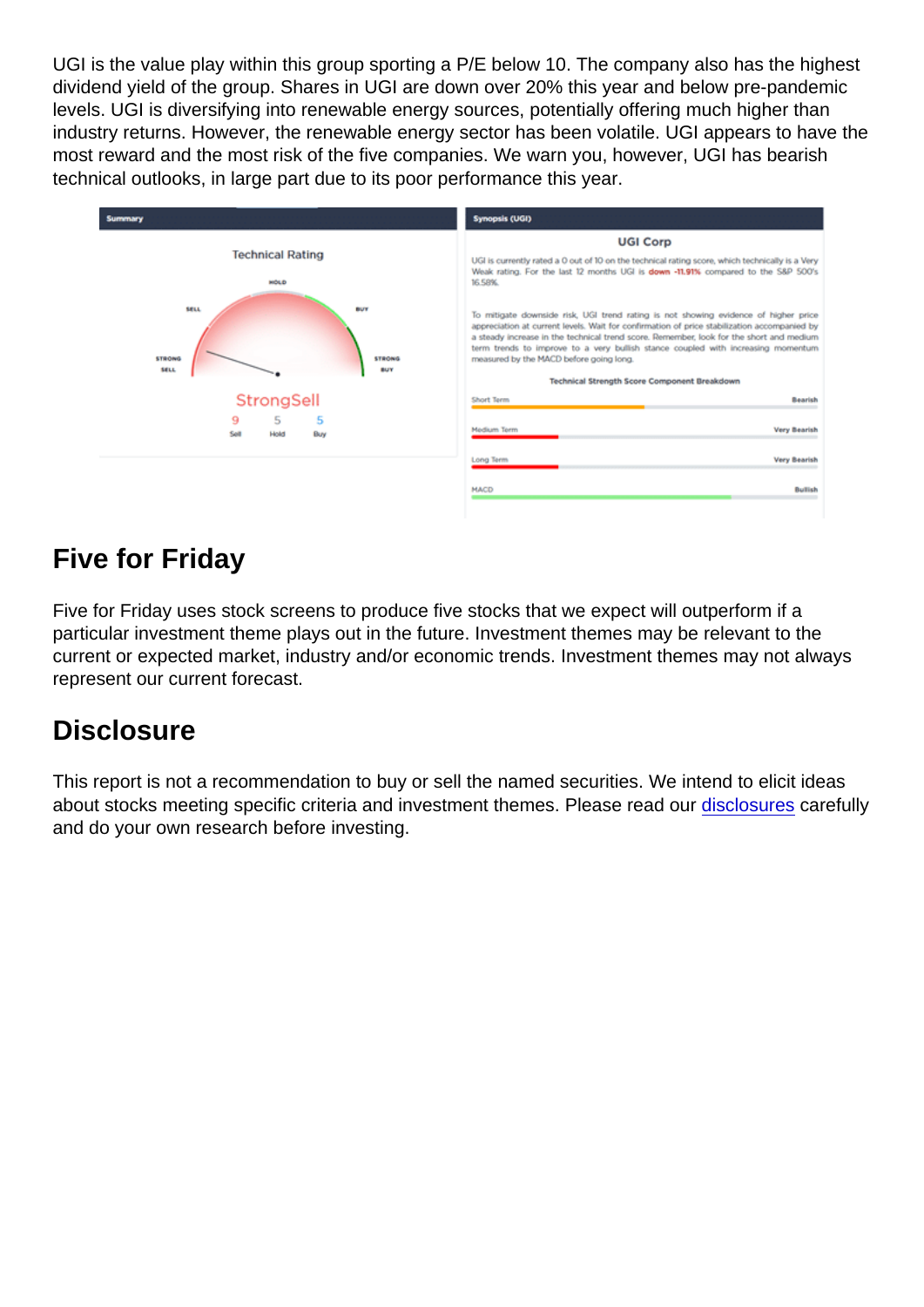UGI is the value play within this group sporting a P/E below 10. The company also has the highest dividend yield of the group. Shares in UGI are down over 20% this year and below pre-pandemic levels. UGI is diversifying into renewable energy sources, potentially offering much higher than industry returns. However, the renewable energy sector has been volatile. UGI appears to have the most reward and the most risk of the five companies. We warn you, however, UGI has bearish technical outlooks, in large part due to its poor performance this year.

Summary

Technical Rating

HOLD
SELL
BUY
STRONG SELL
STRONG BUY

StrongSell

9 Sell
5 Hold
5 Buy

Synopsis (UGI)

UGI Corp

UGI is currently rated a 0 out of 10 on the technical rating score, which technically is a Very Weak rating. For the last 12 months UGI is down -11.91% compared to the S&P 500's 16.58%.

To mitigate downside risk, UGI trend rating is not showing evidence of higher price appreciation at current levels. Wait for confirmation of price stabilization accompanied by a steady increase in the technical trend score. Remember, look for the short and medium term trends to improve to a very bullish stance coupled with increasing momentum measured by the MACD before going long.

Technical Strength Score Component Breakdown

Short Term — Bearish
Medium Term — Very Bearish
Long Term — Very Bearish
MACD — Bullish

## Five for Friday

Five for Friday uses stock screens to produce five stocks that we expect will outperform if a particular investment theme plays out in the future. Investment themes may be relevant to the current or expected market, industry and/or economic trends. Investment themes may not always represent our current forecast.

## Disclosure

This report is not a recommendation to buy or sell the named securities. We intend to elicit ideas about stocks meeting specific criteria and investment themes. Please read our disclosures carefully and do your own research before investing.